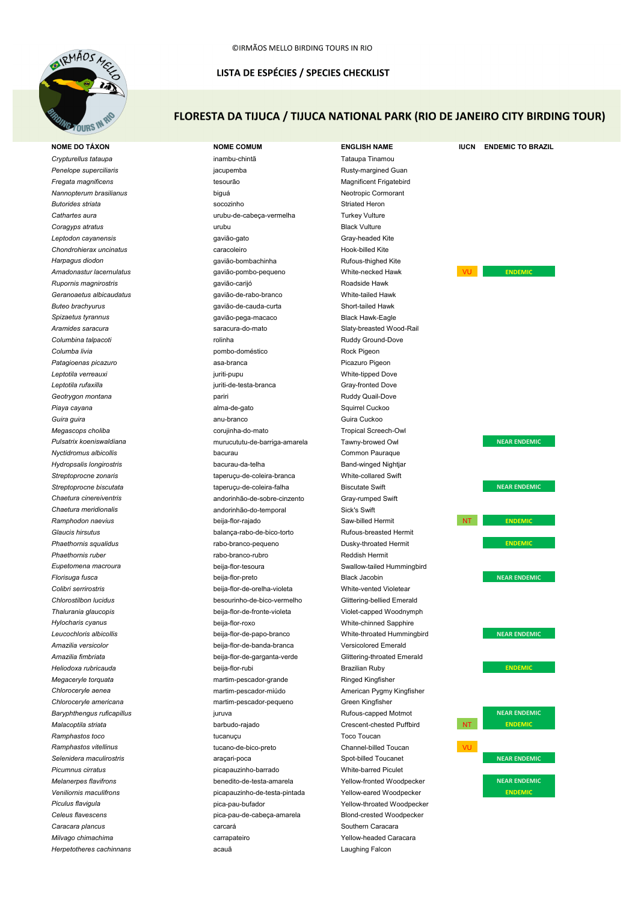©IRMÃOS MELLO BIRDING TOURS IN RIO

## LISTA DE ESPÉCIES / SPECIES CHECKLIST

# FLORESTA DA TIJUCA / TIJUCA NATIONAL PARK (RIO DE JANEIRO CITY BIRDING TOUR)

| NOME DO TÁXON | NOME COMUM | ENGLISH NAME | IUCN | ENDEMIC TO BRAZIL |
|---|---|---|---|---|
| *Crypturellus tataupa* | inambu-chintã | Tataupa Tinamou | | |
| *Penelope superciliaris* | jacupemba | Rusty-margined Guan | | |
| *Fregata magnificens* | tesourão | Magnificent Frigatebird | | |
| *Nannopterum brasilianus* | biguá | Neotropic Cormorant | | |
| *Butorides striata* | socozinho | Striated Heron | | |
| *Cathartes aura* | urubu-de-cabeça-vermelha | Turkey Vulture | | |
| *Coragyps atratus* | urubu | Black Vulture | | |
| *Leptodon cayanensis* | gavião-gato | Gray-headed Kite | | |
| *Chondrohierax uncinatus* | caracoleiro | Hook-billed Kite | | |
| *Harpagus diodon* | gavião-bombachinha | Rufous-thighed Kite | | |
| *Amadonastur lacernulatus* | gavião-pombo-pequeno | White-necked Hawk | VU | ENDEMIC |
| *Rupornis magnirostris* | gavião-carijó | Roadside Hawk | | |
| *Geranoaetus albicaudatus* | gavião-de-rabo-branco | White-tailed Hawk | | |
| *Buteo brachyurus* | gavião-de-cauda-curta | Short-tailed Hawk | | |
| *Spizaetus tyrannus* | gavião-pega-macaco | Black Hawk-Eagle | | |
| *Aramides saracura* | saracura-do-mato | Slaty-breasted Wood-Rail | | |
| *Columbina talpacoti* | rolinha | Ruddy Ground-Dove | | |
| *Columba livia* | pombo-doméstico | Rock Pigeon | | |
| *Patagioenas picazuro* | asa-branca | Picazuro Pigeon | | |
| *Leptotila verreauxi* | juriti-pupu | White-tipped Dove | | |
| *Leptotila rufaxilla* | juriti-de-testa-branca | Gray-fronted Dove | | |
| *Geotrygon montana* | pariri | Ruddy Quail-Dove | | |
| *Piaya cayana* | alma-de-gato | Squirrel Cuckoo | | |
| *Guira guira* | anu-branco | Guira Cuckoo | | |
| *Megascops choliba* | corujinha-do-mato | Tropical Screech-Owl | | |
| *Pulsatrix koeniswaldiana* | murucututu-de-barriga-amarela | Tawny-browed Owl | | NEAR ENDEMIC |
| *Nyctidromus albicollis* | bacurau | Common Pauraque | | |
| *Hydropsalis longirostris* | bacurau-da-telha | Band-winged Nightjar | | |
| *Streptoprocne zonaris* | taperuçu-de-coleira-branca | White-collared Swift | | |
| *Streptoprocne biscutata* | taperuçu-de-coleira-falha | Biscutate Swift | | NEAR ENDEMIC |
| *Chaetura cinereiventris* | andorinhão-de-sobre-cinzento | Gray-rumped Swift | | |
| *Chaetura meridionalis* | andorinhão-do-temporal | Sick's Swift | | |
| *Ramphodon naevius* | beija-flor-rajado | Saw-billed Hermit | NT | ENDEMIC |
| *Glaucis hirsutus* | balança-rabo-de-bico-torto | Rufous-breasted Hermit | | |
| *Phaethornis squalidus* | rabo-branco-pequeno | Dusky-throated Hermit | | ENDEMIC |
| *Phaethornis ruber* | rabo-branco-rubro | Reddish Hermit | | |
| *Eupetomena macroura* | beija-flor-tesoura | Swallow-tailed Hummingbird | | |
| *Florisuga fusca* | beija-flor-preto | Black Jacobin | | NEAR ENDEMIC |
| *Colibri serrirostris* | beija-flor-de-orelha-violeta | White-vented Violetear | | |
| *Chlorostilbon lucidus* | besourinho-de-bico-vermelho | Glittering-bellied Emerald | | |
| *Thalurania glaucopis* | beija-flor-de-fronte-violeta | Violet-capped Woodnymph | | |
| *Hylocharis cyanus* | beija-flor-roxo | White-chinned Sapphire | | |
| *Leucochloris albicollis* | beija-flor-de-papo-branco | White-throated Hummingbird | | NEAR ENDEMIC |
| *Amazilia versicolor* | beija-flor-de-banda-branca | Versicolored Emerald | | |
| *Amazilia fimbriata* | beija-flor-de-garganta-verde | Glittering-throated Emerald | | |
| *Heliodoxa rubricauda* | beija-flor-rubi | Brazilian Ruby | | ENDEMIC |
| *Megaceryle torquata* | martim-pescador-grande | Ringed Kingfisher | | |
| *Chloroceryle aenea* | martim-pescador-miúdo | American Pygmy Kingfisher | | |
| *Chloroceryle americana* | martim-pescador-pequeno | Green Kingfisher | | |
| *Baryphthengus ruficapillus* | juruva | Rufous-capped Motmot | | NEAR ENDEMIC |
| *Malacoptila striata* | barbudo-rajado | Crescent-chested Puffbird | NT | ENDEMIC |
| *Ramphastos toco* | tucanuçu | Toco Toucan | | |
| *Ramphastos vitellinus* | tucano-de-bico-preto | Channel-billed Toucan | VU | |
| *Selenidera maculirostris* | araçari-poca | Spot-billed Toucanet | | NEAR ENDEMIC |
| *Picumnus cirratus* | picapauzinho-barrado | White-barred Piculet | | |
| *Melanerpes flavifrons* | benedito-de-testa-amarela | Yellow-fronted Woodpecker | | NEAR ENDEMIC |
| *Veniliornis maculifrons* | picapauzinho-de-testa-pintada | Yellow-eared Woodpecker | | ENDEMIC |
| *Piculus flavigula* | pica-pau-bufador | Yellow-throated Woodpecker | | |
| *Celeus flavescens* | pica-pau-de-cabeça-amarela | Blond-crested Woodpecker | | |
| *Caracara plancus* | carcará | Southern Caracara | | |
| *Milvago chimachima* | carrapateiro | Yellow-headed Caracara | | |
| *Herpetotheres cachinnans* | acauã | Laughing Falcon | | |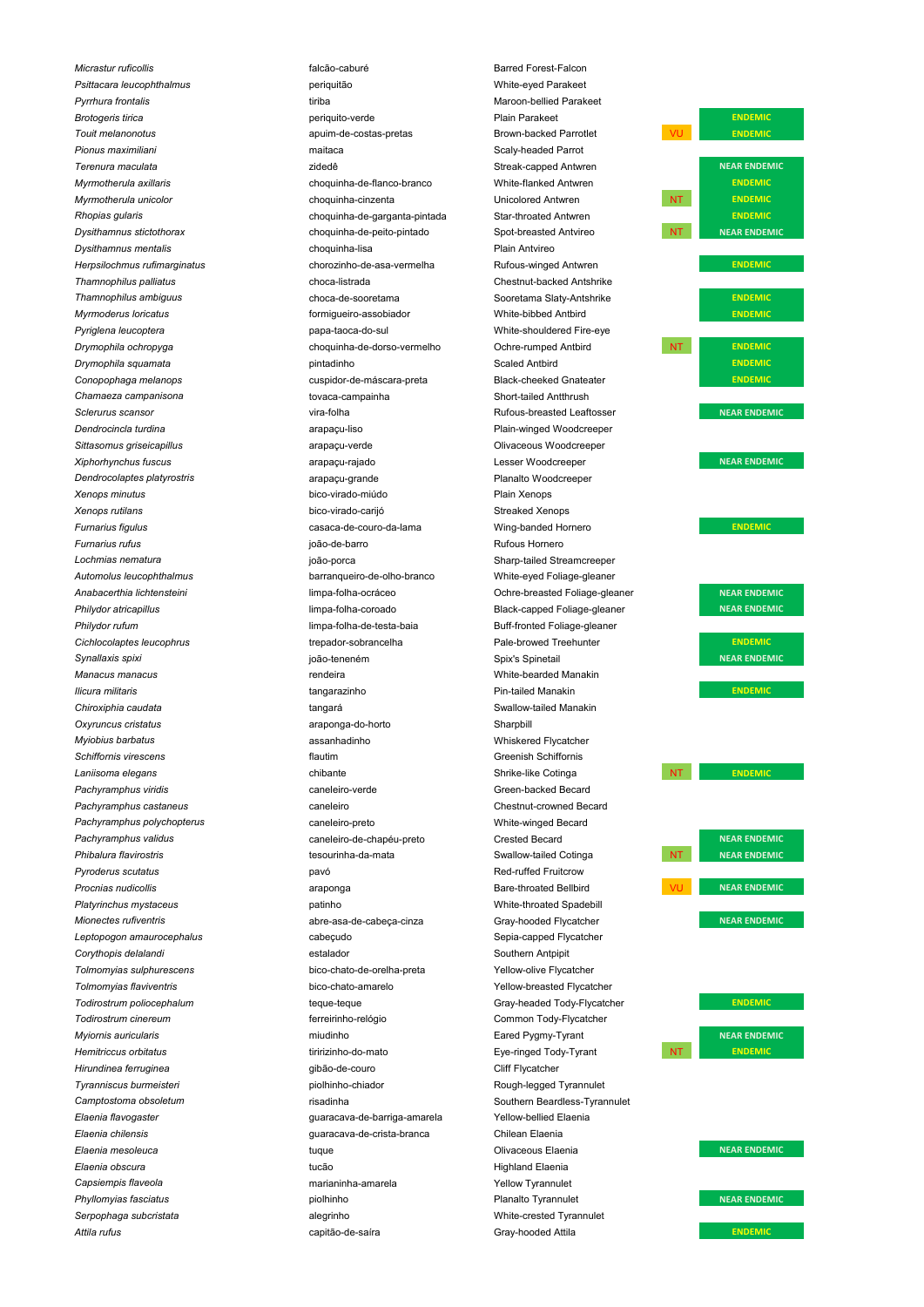| | | | | |
|---|---|---|---|---|
| *Micrastur ruficollis* | falcão-caburé | Barred Forest-Falcon | | |
| *Psittacara leucophthalmus* | periquitão | White-eyed Parakeet | | |
| *Pyrrhura frontalis* | tiriba | Maroon-bellied Parakeet | | |
| *Brotogeris tirica* | periquito-verde | Plain Parakeet | | ENDEMIC |
| *Touit melanonotus* | apuim-de-costas-pretas | Brown-backed Parrotlet | VU | ENDEMIC |
| *Pionus maximiliani* | maitaca | Scaly-headed Parrot | | |
| *Terenura maculata* | zidedê | Streak-capped Antwren | | NEAR ENDEMIC |
| *Myrmotherula axillaris* | choquinha-de-flanco-branco | White-flanked Antwren | | ENDEMIC |
| *Myrmotherula unicolor* | choquinha-cinzenta | Unicolored Antwren | NT | ENDEMIC |
| *Rhopias gularis* | choquinha-de-garganta-pintada | Star-throated Antwren | | ENDEMIC |
| *Dysithamnus stictothorax* | choquinha-de-peito-pintado | Spot-breasted Antvireo | NT | NEAR ENDEMIC |
| *Dysithamnus mentalis* | choquinha-lisa | Plain Antvireo | | |
| *Herpsilochmus rufimarginatus* | chorozinho-de-asa-vermelha | Rufous-winged Antwren | | ENDEMIC |
| *Thamnophilus palliatus* | choca-listrada | Chestnut-backed Antshrike | | |
| *Thamnophilus ambiguus* | choca-de-sooretama | Sooretama Slaty-Antshrike | | ENDEMIC |
| *Myrmoderus loricatus* | formigueiro-assobiador | White-bibbed Antbird | | ENDEMIC |
| *Pyriglena leucoptera* | papa-taoca-do-sul | White-shouldered Fire-eye | | |
| *Drymophila ochropyga* | choquinha-de-dorso-vermelho | Ochre-rumped Antbird | NT | ENDEMIC |
| *Drymophila squamata* | pintadinho | Scaled Antbird | | ENDEMIC |
| *Conopophaga melanops* | cuspidor-de-máscara-preta | Black-cheeked Gnateater | | ENDEMIC |
| *Chamaeza campanisona* | tovaca-campainha | Short-tailed Antthrush | | |
| *Sclerurus scansor* | vira-folha | Rufous-breasted Leaftosser | | NEAR ENDEMIC |
| *Dendrocincla turdina* | arapaçu-liso | Plain-winged Woodcreeper | | |
| *Sittasomus griseicapillus* | arapaçu-verde | Olivaceous Woodcreeper | | |
| *Xiphorhynchus fuscus* | arapaçu-rajado | Lesser Woodcreeper | | NEAR ENDEMIC |
| *Dendrocolaptes platyrostris* | arapaçu-grande | Planalto Woodcreeper | | |
| *Xenops minutus* | bico-virado-miúdo | Plain Xenops | | |
| *Xenops rutilans* | bico-virado-carijó | Streaked Xenops | | |
| *Furnarius figulus* | casaca-de-couro-da-lama | Wing-banded Hornero | | ENDEMIC |
| *Furnarius rufus* | joão-de-barro | Rufous Hornero | | |
| *Lochmias nematura* | joão-porca | Sharp-tailed Streamcreeper | | |
| *Automolus leucophthalmus* | barranqueiro-de-olho-branco | White-eyed Foliage-gleaner | | |
| *Anabacerthia lichtensteini* | limpa-folha-ocráceo | Ochre-breasted Foliage-gleaner | | NEAR ENDEMIC |
| *Philydor atricapillus* | limpa-folha-coroado | Black-capped Foliage-gleaner | | NEAR ENDEMIC |
| *Philydor rufum* | limpa-folha-de-testa-baia | Buff-fronted Foliage-gleaner | | |
| *Cichlocolaptes leucophrus* | trepador-sobrancelha | Pale-browed Treehunter | | ENDEMIC |
| *Synallaxis spixi* | joão-teneném | Spix's Spinetail | | NEAR ENDEMIC |
| *Manacus manacus* | rendeira | White-bearded Manakin | | |
| *Ilicura militaris* | tangarazinho | Pin-tailed Manakin | | ENDEMIC |
| *Chiroxiphia caudata* | tangará | Swallow-tailed Manakin | | |
| *Oxyruncus cristatus* | araponga-do-horto | Sharpbill | | |
| *Myiobius barbatus* | assanhadinho | Whiskered Flycatcher | | |
| *Schiffornis virescens* | flautim | Greenish Schiffornis | | |
| *Laniisoma elegans* | chibante | Shrike-like Cotinga | NT | ENDEMIC |
| *Pachyramphus viridis* | caneleiro-verde | Green-backed Becard | | |
| *Pachyramphus castaneus* | caneleiro | Chestnut-crowned Becard | | |
| *Pachyramphus polychopterus* | caneleiro-preto | White-winged Becard | | |
| *Pachyramphus validus* | caneleiro-de-chapéu-preto | Crested Becard | | NEAR ENDEMIC |
| *Phibalura flavirostris* | tesourinha-da-mata | Swallow-tailed Cotinga | NT | NEAR ENDEMIC |
| *Pyroderus scutatus* | pavó | Red-ruffed Fruitcrow | | |
| *Procnias nudicollis* | araponga | Bare-throated Bellbird | VU | NEAR ENDEMIC |
| *Platyrinchus mystaceus* | patinho | White-throated Spadebill | | |
| *Mionectes rufiventris* | abre-asa-de-cabeça-cinza | Gray-hooded Flycatcher | | NEAR ENDEMIC |
| *Leptopogon amaurocephalus* | cabeçudo | Sepia-capped Flycatcher | | |
| *Corythopis delalandi* | estalador | Southern Antpipit | | |
| *Tolmomyias sulphurescens* | bico-chato-de-orelha-preta | Yellow-olive Flycatcher | | |
| *Tolmomyias flaviventris* | bico-chato-amarelo | Yellow-breasted Flycatcher | | |
| *Todirostrum poliocephalum* | teque-teque | Gray-headed Tody-Flycatcher | | ENDEMIC |
| *Todirostrum cinereum* | ferreirinho-relógio | Common Tody-Flycatcher | | |
| *Myiornis auricularis* | miudinho | Eared Pygmy-Tyrant | | NEAR ENDEMIC |
| *Hemitriccus orbitatus* | tiririzinho-do-mato | Eye-ringed Tody-Tyrant | NT | ENDEMIC |
| *Hirundinea ferruginea* | gibão-de-couro | Cliff Flycatcher | | |
| *Tyranniscus burmeisteri* | piolhinho-chiador | Rough-legged Tyrannulet | | |
| *Camptostoma obsoletum* | risadinha | Southern Beardless-Tyrannulet | | |
| *Elaenia flavogaster* | guaracava-de-barriga-amarela | Yellow-bellied Elaenia | | |
| *Elaenia chilensis* | guaracava-de-crista-branca | Chilean Elaenia | | |
| *Elaenia mesoleuca* | tuque | Olivaceous Elaenia | | NEAR ENDEMIC |
| *Elaenia obscura* | tucão | Highland Elaenia | | |
| *Capsiempis flaveola* | marianinha-amarela | Yellow Tyrannulet | | |
| *Phyllomyias fasciatus* | piolhinho | Planalto Tyrannulet | | NEAR ENDEMIC |
| *Serpophaga subcristata* | alegrinho | White-crested Tyrannulet | | |
| *Attila rufus* | capitão-de-saíra | Gray-hooded Attila | | ENDEMIC |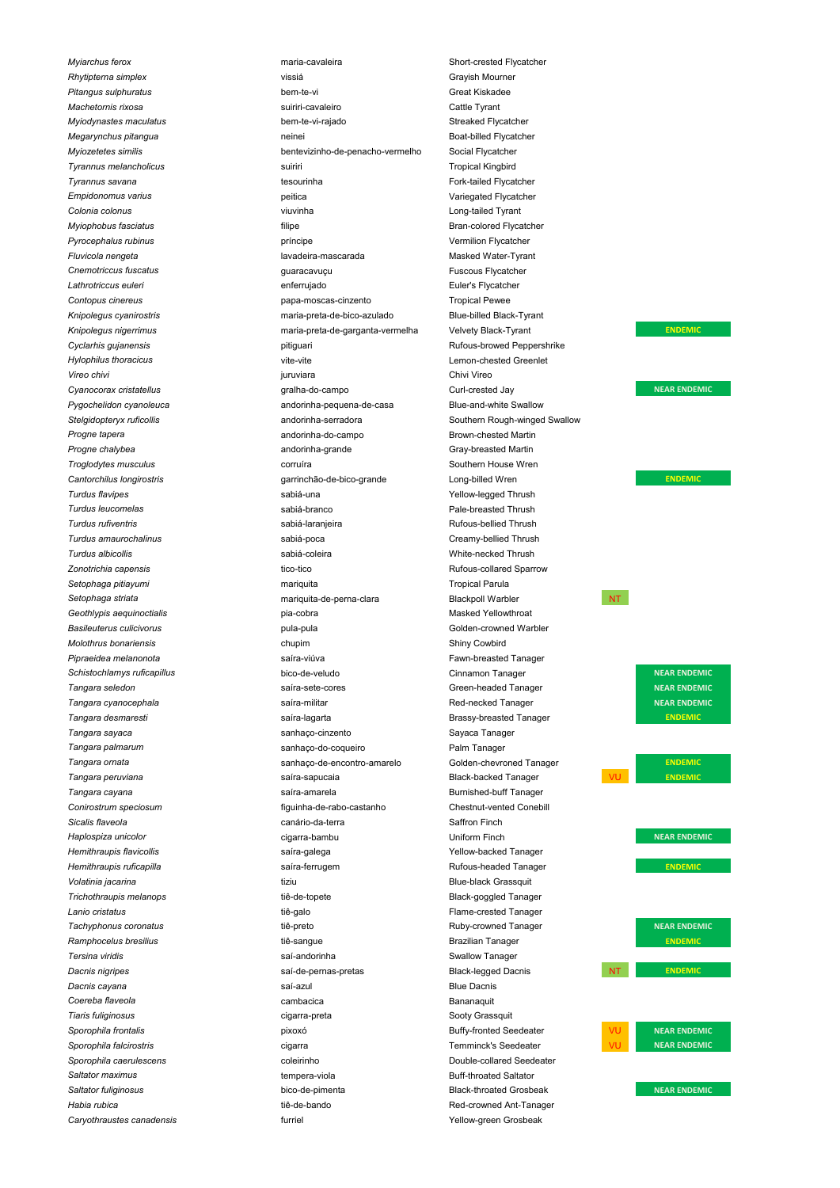| | | | | |
|---|---|---|---|---|
| *Myiarchus ferox* | maria-cavaleira | Short-crested Flycatcher | | |
| *Rhytipterna simplex* | vissiá | Grayish Mourner | | |
| *Pitangus sulphuratus* | bem-te-vi | Great Kiskadee | | |
| *Machetornis rixosa* | suiriri-cavaleiro | Cattle Tyrant | | |
| *Myiodynastes maculatus* | bem-te-vi-rajado | Streaked Flycatcher | | |
| *Megarynchus pitangua* | neinei | Boat-billed Flycatcher | | |
| *Myiozetetes similis* | bentevizinho-de-penacho-vermelho | Social Flycatcher | | |
| *Tyrannus melancholicus* | suiriri | Tropical Kingbird | | |
| *Tyrannus savana* | tesourinha | Fork-tailed Flycatcher | | |
| *Empidonomus varius* | peitica | Variegated Flycatcher | | |
| *Colonia colonus* | viuvinha | Long-tailed Tyrant | | |
| *Myiophobus fasciatus* | filipe | Bran-colored Flycatcher | | |
| *Pyrocephalus rubinus* | príncipe | Vermilion Flycatcher | | |
| *Fluvicola nengeta* | lavadeira-mascarada | Masked Water-Tyrant | | |
| *Cnemotriccus fuscatus* | guaracavuçu | Fuscous Flycatcher | | |
| *Lathrotriccus euleri* | enferrujado | Euler's Flycatcher | | |
| *Contopus cinereus* | papa-moscas-cinzento | Tropical Pewee | | |
| *Knipolegus cyanirostris* | maria-preta-de-bico-azulado | Blue-billed Black-Tyrant | | |
| *Knipolegus nigerrimus* | maria-preta-de-garganta-vermelha | Velvety Black-Tyrant | | ENDEMIC |
| *Cyclarhis gujanensis* | pitiguari | Rufous-browed Peppershrike | | |
| *Hylophilus thoracicus* | vite-vite | Lemon-chested Greenlet | | |
| *Vireo chivi* | juruviara | Chivi Vireo | | |
| *Cyanocorax cristatellus* | gralha-do-campo | Curl-crested Jay | | NEAR ENDEMIC |
| *Pygochelidon cyanoleuca* | andorinha-pequena-de-casa | Blue-and-white Swallow | | |
| *Stelgidopteryx ruficollis* | andorinha-serradora | Southern Rough-winged Swallow | | |
| *Progne tapera* | andorinha-do-campo | Brown-chested Martin | | |
| *Progne chalybea* | andorinha-grande | Gray-breasted Martin | | |
| *Troglodytes musculus* | corruíra | Southern House Wren | | |
| *Cantorchilus longirostris* | garrinchão-de-bico-grande | Long-billed Wren | | ENDEMIC |
| *Turdus flavipes* | sabiá-una | Yellow-legged Thrush | | |
| *Turdus leucomelas* | sabiá-branco | Pale-breasted Thrush | | |
| *Turdus rufiventris* | sabiá-laranjeira | Rufous-bellied Thrush | | |
| *Turdus amaurochalinus* | sabiá-poca | Creamy-bellied Thrush | | |
| *Turdus albicollis* | sabiá-coleira | White-necked Thrush | | |
| *Zonotrichia capensis* | tico-tico | Rufous-collared Sparrow | | |
| *Setophaga pitiayumi* | mariquita | Tropical Parula | | |
| *Setophaga striata* | mariquita-de-perna-clara | Blackpoll Warbler | NT | |
| *Geothlypis aequinoctialis* | pia-cobra | Masked Yellowthroat | | |
| *Basileuterus culicivorus* | pula-pula | Golden-crowned Warbler | | |
| *Molothrus bonariensis* | chupim | Shiny Cowbird | | |
| *Pipraeidea melanonota* | saíra-viúva | Fawn-breasted Tanager | | |
| *Schistochlamys ruficapillus* | bico-de-veludo | Cinnamon Tanager | | NEAR ENDEMIC |
| *Tangara seledon* | saíra-sete-cores | Green-headed Tanager | | NEAR ENDEMIC |
| *Tangara cyanocephala* | saíra-militar | Red-necked Tanager | | NEAR ENDEMIC |
| *Tangara desmaresti* | saíra-lagarta | Brassy-breasted Tanager | | ENDEMIC |
| *Tangara sayaca* | sanhaço-cinzento | Sayaca Tanager | | |
| *Tangara palmarum* | sanhaço-do-coqueiro | Palm Tanager | | |
| *Tangara ornata* | sanhaço-de-encontro-amarelo | Golden-chevroned Tanager | | ENDEMIC |
| *Tangara peruviana* | saíra-sapucaia | Black-backed Tanager | VU | ENDEMIC |
| *Tangara cayana* | saíra-amarela | Burnished-buff Tanager | | |
| *Conirostrum speciosum* | figuinha-de-rabo-castanho | Chestnut-vented Conebill | | |
| *Sicalis flaveola* | canário-da-terra | Saffron Finch | | |
| *Haplospiza unicolor* | cigarra-bambu | Uniform Finch | | NEAR ENDEMIC |
| *Hemithraupis flavicollis* | saíra-galega | Yellow-backed Tanager | | |
| *Hemithraupis ruficapilla* | saíra-ferrugem | Rufous-headed Tanager | | ENDEMIC |
| *Volatinia jacarina* | tiziu | Blue-black Grassquit | | |
| *Trichothraupis melanops* | tiê-de-topete | Black-goggled Tanager | | |
| *Lanio cristatus* | tiê-galo | Flame-crested Tanager | | |
| *Tachyphonus coronatus* | tiê-preto | Ruby-crowned Tanager | | NEAR ENDEMIC |
| *Ramphocelus bresilius* | tiê-sangue | Brazilian Tanager | | ENDEMIC |
| *Tersina viridis* | saí-andorinha | Swallow Tanager | | |
| *Dacnis nigripes* | saí-de-pernas-pretas | Black-legged Dacnis | NT | ENDEMIC |
| *Dacnis cayana* | saí-azul | Blue Dacnis | | |
| *Coereba flaveola* | cambacica | Bananaquit | | |
| *Tiaris fuliginosus* | cigarra-preta | Sooty Grassquit | | |
| *Sporophila frontalis* | pixoxó | Buffy-fronted Seedeater | VU | NEAR ENDEMIC |
| *Sporophila falcirostris* | cigarra | Temminck's Seedeater | VU | NEAR ENDEMIC |
| *Sporophila caerulescens* | coleirinho | Double-collared Seedeater | | |
| *Saltator maximus* | tempera-viola | Buff-throated Saltator | | |
| *Saltator fuliginosus* | bico-de-pimenta | Black-throated Grosbeak | | NEAR ENDEMIC |
| *Habia rubica* | tiê-de-bando | Red-crowned Ant-Tanager | | |
| *Caryothraustes canadensis* | furriel | Yellow-green Grosbeak | | |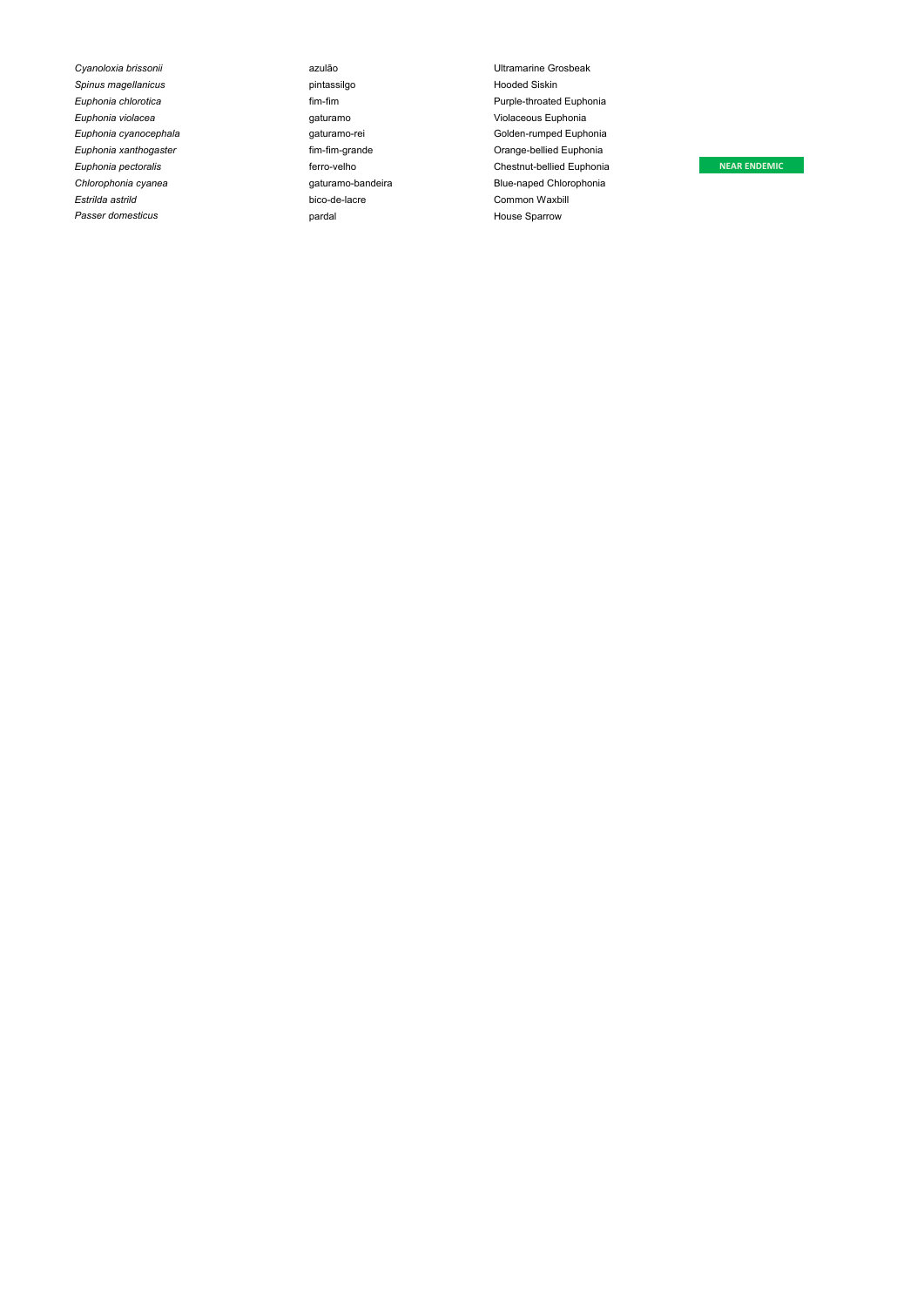| | | | |
|---|---|---|---|
| *Cyanoloxia brissonii* | azulão | Ultramarine Grosbeak | |
| *Spinus magellanicus* | pintassilgo | Hooded Siskin | |
| *Euphonia chlorotica* | fim-fim | Purple-throated Euphonia | |
| *Euphonia violacea* | gaturamo | Violaceous Euphonia | |
| *Euphonia cyanocephala* | gaturamo-rei | Golden-rumped Euphonia | |
| *Euphonia xanthogaster* | fim-fim-grande | Orange-bellied Euphonia | |
| *Euphonia pectoralis* | ferro-velho | Chestnut-bellied Euphonia | NEAR ENDEMIC |
| *Chlorophonia cyanea* | gaturamo-bandeira | Blue-naped Chlorophonia | |
| *Estrilda astrild* | bico-de-lacre | Common Waxbill | |
| *Passer domesticus* | pardal | House Sparrow | |